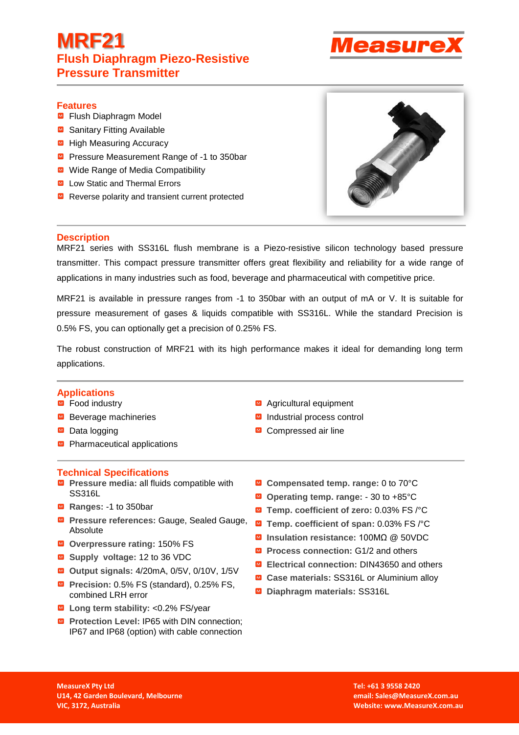# MRF21

## Flush Diaphragm Piezo-Resistive Pressure Transmitter

MeasureX

### Features

- Flush Diaphragm Model
- Sanitary Fitting Available
- High Measuring Accuracy
- Pressure Measurement Range of -1 to 350bar
- Wide Range of Media Compatibility
- Low Static and Thermal Errors
- Reverse polarity and transient current protected

### Description

MRF21 series with SS316L flush membrane is a Piezo-resistive silicon technology based pressure transmitter. This compact pressure transmitter offers great flexibility and reliability for a wide range of applications in many industries such as food, beverage and pharmaceutical with competitive price.

MRF21 is available in pressure ranges from -1 to 350bar with an output of mA or V. It is suitable for pressure measurement of gases & liquids compatible with SS316L. While the standard Precision is 0.5% FS, you can optionally get a precision of 0.25% FS.

The robust construction of MRF21 with its high performance makes it ideal for demanding long term applications.

### Applications

- Food industry
- Beverage machineries
- Data logging
- Pharmaceutical applications
- Agricultural equipment
- Industrial process control
- Compressed air line

### Technical Specifications

- **Pressure media:** all fluids compatible with SS316L
- **Ranges:** -1 to 350bar
- **Pressure references:** Gauge, Sealed Gauge, Absolute
- **Overpressure rating:** 150% FS
- **Supply voltage:** 12 to 36 VDC
- **Output signals:** 4/20mA, 0/5V, 0/10V, 1/5V
- **Precision:** 0.5% FS (standard), 0.25% FS, combined LRH error
- **Long term stability:** <0.2% FS/year
- **Protection Level:** IP65 with DIN connection; IP67 and IP68 (option) with cable connection
- **Compensated temp. range:** 0 to 70°C
- **Operating temp. range:** - 30 to +85°C
- **Temp. coefficient of zero:** 0.03% FS /°C
- **Temp. coefficient of span:** 0.03% FS /°C
- **Insulation resistance:** 100MΩ @ 50VDC
- **Process connection:** G1/2 and others
- **Electrical connection:** DIN43650 and others
- **Case materials:** SS316L or Aluminium alloy
- **Diaphragm materials:** SS316L

**MeasureX Pty Ltd**
**U14, 42 Garden Boulevard, Melbourne**
**VIC, 3172, Australia**

**Tel: +61 3 9558 2420**
**email: Sales@MeasureX.com.au**
**Website: www.MeasureX.com.au**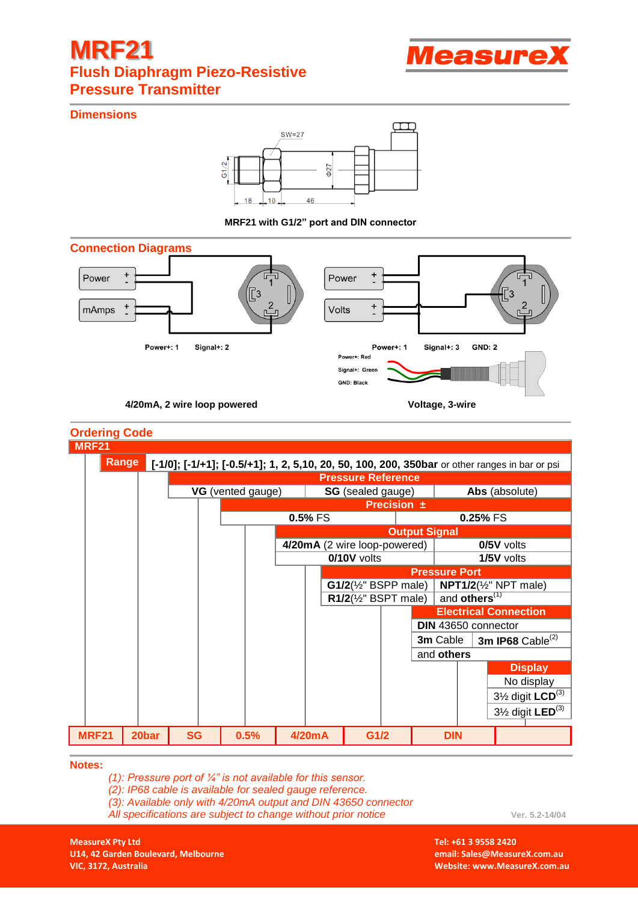# MRF21

## Flush Diaphragm Piezo-Resistive Pressure Transmitter

MeasureX

### Dimensions

SW=27

G1/2

Φ27

18

10

46

**MRF21 with G1/2" port and DIN connector**

### Connection Diagrams

Power + -

mAmps + -

Power+: 1    Signal+: 2

**4/20mA, 2 wire loop powered**

Power + -

Volts + -

Power+: 1    Signal+: 3    GND: 2

Power+: Red

Signal+: Green

GND: Black

**Voltage, 3-wire**

### Ordering Code

**MRF21**

**Range**: [-1/0]; [-1/+1]; [-0.5/+1]; 1, 2, 5,10, 20, 50, 100, 200, 350bar or other ranges in bar or psi

**Pressure Reference**

| | | |
|---|---|---|
| **VG** (vented gauge) | **SG** (sealed gauge) | **Abs** (absolute) |

**Precision ±**

| | |
|---|---|
| **0.5%** FS | **0.25%** FS |

**Output Signal**

| | |
|---|---|
| **4/20mA** (2 wire loop-powered) | **0/5V** volts |
| **0/10V** volts | **1/5V** volts |

**Pressure Port**

| | |
|---|---|
| **G1/2**(½" BSPP male) | **NPT1/2**(½" NPT male) |
| **R1/2**(½" BSPT male) | and **others**(1) |

**Electrical Connection**

| | |
|---|---|
| **DIN** 43650 connector | |
| **3m** Cable | **3m IP68** Cable(2) |
| and **others** | |

**Display**

- No display
- 3½ digit **LCD**(3)
- 3½ digit **LED**(3)

| | | | | | | | |
|---|---|---|---|---|---|---|---|
| **MRF21** | **20bar** | **SG** | **0.5%** | **4/20mA** | **G1/2** | **DIN** | |

**Notes:**

*(1): Pressure port of ¼" is not available for this sensor.*
*(2): IP68 cable is available for sealed gauge reference.*
*(3): Available only with 4/20mA output and DIN 43650 connector*
*All specifications are subject to change without prior notice*

Ver. 5.2-14/04

**MeasureX Pty Ltd**
**U14, 42 Garden Boulevard, Melbourne**
**VIC, 3172, Australia**

**Tel: +61 3 9558 2420**
**email: Sales@MeasureX.com.au**
**Website: www.MeasureX.com.au**